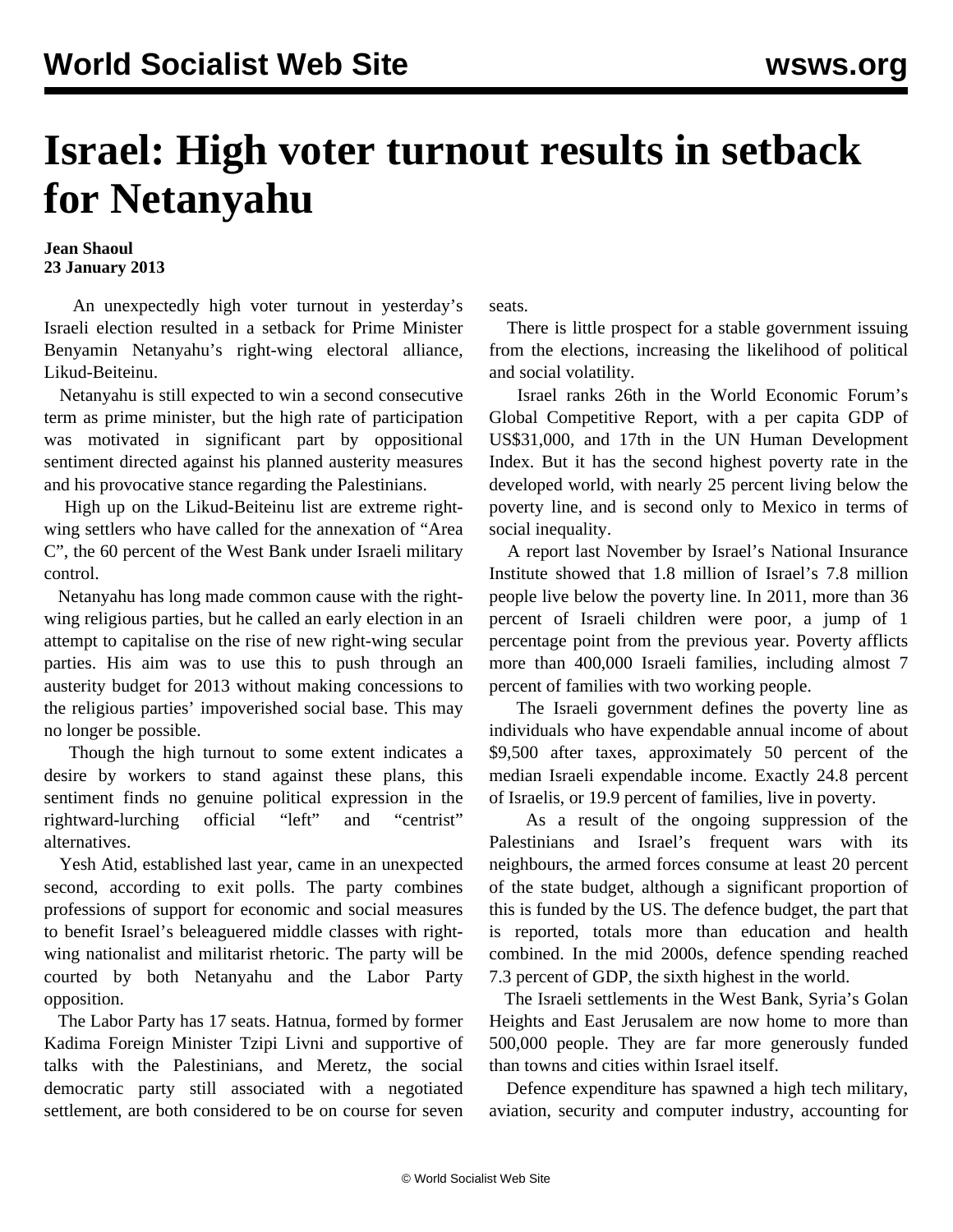# Israel: High voter turnout results in setback for Netanyahu

**Jean Shaoul**
**23 January 2013**

An unexpectedly high voter turnout in yesterday's Israeli election resulted in a setback for Prime Minister Benyamin Netanyahu's right-wing electoral alliance, Likud-Beiteinu.

Netanyahu is still expected to win a second consecutive term as prime minister, but the high rate of participation was motivated in significant part by oppositional sentiment directed against his planned austerity measures and his provocative stance regarding the Palestinians.

High up on the Likud-Beiteinu list are extreme right-wing settlers who have called for the annexation of "Area C", the 60 percent of the West Bank under Israeli military control.

Netanyahu has long made common cause with the right-wing religious parties, but he called an early election in an attempt to capitalise on the rise of new right-wing secular parties. His aim was to use this to push through an austerity budget for 2013 without making concessions to the religious parties' impoverished social base. This may no longer be possible.

Though the high turnout to some extent indicates a desire by workers to stand against these plans, this sentiment finds no genuine political expression in the rightward-lurching official "left" and "centrist" alternatives.

Yesh Atid, established last year, came in an unexpected second, according to exit polls. The party combines professions of support for economic and social measures to benefit Israel's beleaguered middle classes with right-wing nationalist and militarist rhetoric. The party will be courted by both Netanyahu and the Labor Party opposition.

The Labor Party has 17 seats. Hatnua, formed by former Kadima Foreign Minister Tzipi Livni and supportive of talks with the Palestinians, and Meretz, the social democratic party still associated with a negotiated settlement, are both considered to be on course for seven seats.

There is little prospect for a stable government issuing from the elections, increasing the likelihood of political and social volatility.

Israel ranks 26th in the World Economic Forum's Global Competitive Report, with a per capita GDP of US$31,000, and 17th in the UN Human Development Index. But it has the second highest poverty rate in the developed world, with nearly 25 percent living below the poverty line, and is second only to Mexico in terms of social inequality.

A report last November by Israel's National Insurance Institute showed that 1.8 million of Israel's 7.8 million people live below the poverty line. In 2011, more than 36 percent of Israeli children were poor, a jump of 1 percentage point from the previous year. Poverty afflicts more than 400,000 Israeli families, including almost 7 percent of families with two working people.

The Israeli government defines the poverty line as individuals who have expendable annual income of about $9,500 after taxes, approximately 50 percent of the median Israeli expendable income. Exactly 24.8 percent of Israelis, or 19.9 percent of families, live in poverty.

As a result of the ongoing suppression of the Palestinians and Israel's frequent wars with its neighbours, the armed forces consume at least 20 percent of the state budget, although a significant proportion of this is funded by the US. The defence budget, the part that is reported, totals more than education and health combined. In the mid 2000s, defence spending reached 7.3 percent of GDP, the sixth highest in the world.

The Israeli settlements in the West Bank, Syria's Golan Heights and East Jerusalem are now home to more than 500,000 people. They are far more generously funded than towns and cities within Israel itself.

Defence expenditure has spawned a high tech military, aviation, security and computer industry, accounting for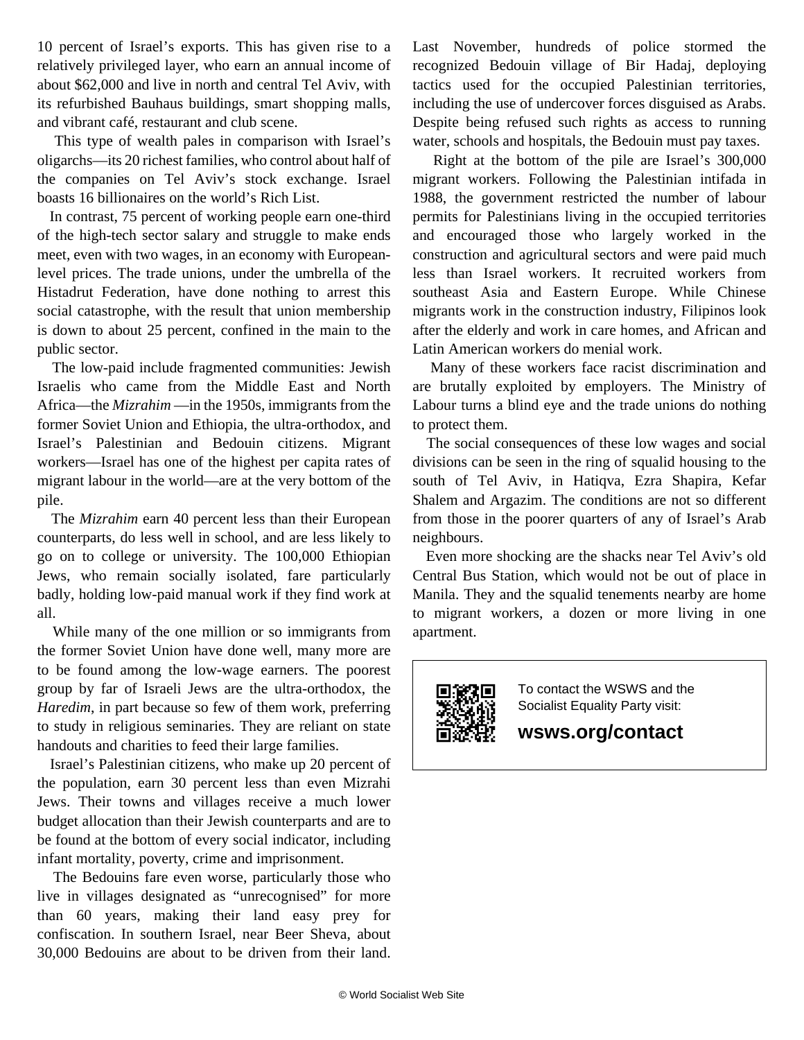10 percent of Israel's exports. This has given rise to a relatively privileged layer, who earn an annual income of about $62,000 and live in north and central Tel Aviv, with its refurbished Bauhaus buildings, smart shopping malls, and vibrant café, restaurant and club scene.

This type of wealth pales in comparison with Israel's oligarchs—its 20 richest families, who control about half of the companies on Tel Aviv's stock exchange. Israel boasts 16 billionaires on the world's Rich List.

In contrast, 75 percent of working people earn one-third of the high-tech sector salary and struggle to make ends meet, even with two wages, in an economy with European-level prices. The trade unions, under the umbrella of the Histadrut Federation, have done nothing to arrest this social catastrophe, with the result that union membership is down to about 25 percent, confined in the main to the public sector.

The low-paid include fragmented communities: Jewish Israelis who came from the Middle East and North Africa—the *Mizrahim* —in the 1950s, immigrants from the former Soviet Union and Ethiopia, the ultra-orthodox, and Israel's Palestinian and Bedouin citizens. Migrant workers—Israel has one of the highest per capita rates of migrant labour in the world—are at the very bottom of the pile.

The *Mizrahim* earn 40 percent less than their European counterparts, do less well in school, and are less likely to go on to college or university. The 100,000 Ethiopian Jews, who remain socially isolated, fare particularly badly, holding low-paid manual work if they find work at all.

While many of the one million or so immigrants from the former Soviet Union have done well, many more are to be found among the low-wage earners. The poorest group by far of Israeli Jews are the ultra-orthodox, the *Haredim*, in part because so few of them work, preferring to study in religious seminaries. They are reliant on state handouts and charities to feed their large families.

Israel's Palestinian citizens, who make up 20 percent of the population, earn 30 percent less than even Mizrahi Jews. Their towns and villages receive a much lower budget allocation than their Jewish counterparts and are to be found at the bottom of every social indicator, including infant mortality, poverty, crime and imprisonment.

The Bedouins fare even worse, particularly those who live in villages designated as "unrecognised" for more than 60 years, making their land easy prey for confiscation. In southern Israel, near Beer Sheva, about 30,000 Bedouins are about to be driven from their land. Last November, hundreds of police stormed the recognized Bedouin village of Bir Hadaj, deploying tactics used for the occupied Palestinian territories, including the use of undercover forces disguised as Arabs. Despite being refused such rights as access to running water, schools and hospitals, the Bedouin must pay taxes.

Right at the bottom of the pile are Israel's 300,000 migrant workers. Following the Palestinian intifada in 1988, the government restricted the number of labour permits for Palestinians living in the occupied territories and encouraged those who largely worked in the construction and agricultural sectors and were paid much less than Israel workers. It recruited workers from southeast Asia and Eastern Europe. While Chinese migrants work in the construction industry, Filipinos look after the elderly and work in care homes, and African and Latin American workers do menial work.

Many of these workers face racist discrimination and are brutally exploited by employers. The Ministry of Labour turns a blind eye and the trade unions do nothing to protect them.

The social consequences of these low wages and social divisions can be seen in the ring of squalid housing to the south of Tel Aviv, in Hatiqva, Ezra Shapira, Kefar Shalem and Argazim. The conditions are not so different from those in the poorer quarters of any of Israel's Arab neighbours.

Even more shocking are the shacks near Tel Aviv's old Central Bus Station, which would not be out of place in Manila. They and the squalid tenements nearby are home to migrant workers, a dozen or more living in one apartment.

To contact the WSWS and the Socialist Equality Party visit:

**wsws.org/contact**